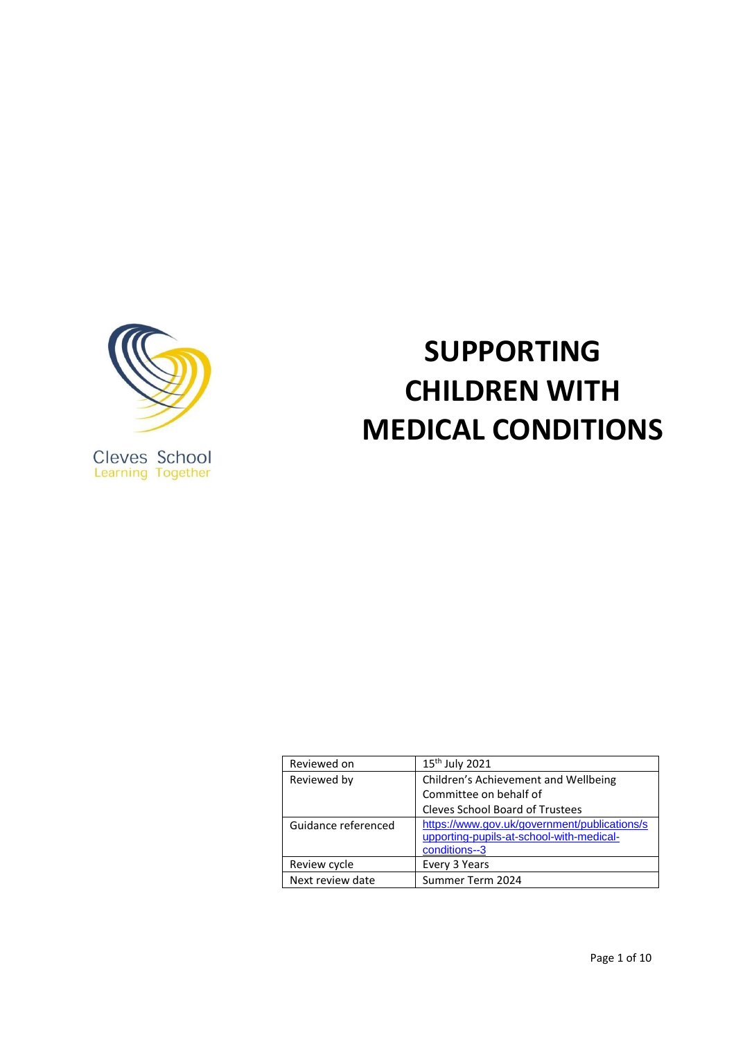Cleves School
Learning Together

# SUPPORTING CHILDREN WITH MEDICAL CONDITIONS

| | |
|---|---|
| Reviewed on | 15th July 2021 |
| Reviewed by | Children's Achievement and Wellbeing Committee on behalf of Cleves School Board of Trustees |
| Guidance referenced | https://www.gov.uk/government/publications/supporting-pupils-at-school-with-medical-conditions--3 |
| Review cycle | Every 3 Years |
| Next review date | Summer Term 2024 |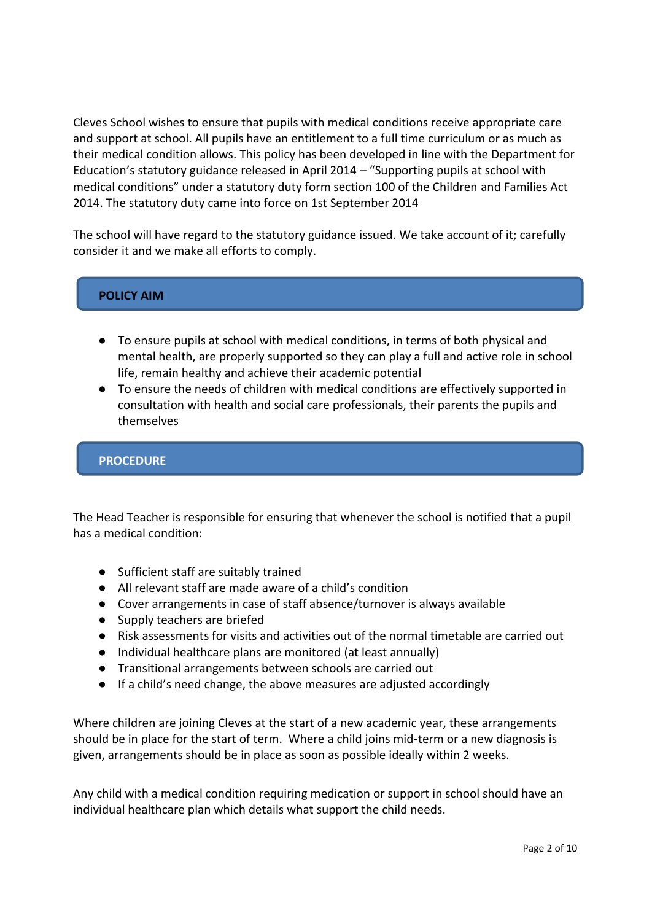Cleves School wishes to ensure that pupils with medical conditions receive appropriate care and support at school. All pupils have an entitlement to a full time curriculum or as much as their medical condition allows. This policy has been developed in line with the Department for Education's statutory guidance released in April 2014 – "Supporting pupils at school with medical conditions" under a statutory duty form section 100 of the Children and Families Act 2014. The statutory duty came into force on 1st September 2014

The school will have regard to the statutory guidance issued. We take account of it; carefully consider it and we make all efforts to comply.

## POLICY AIM

- To ensure pupils at school with medical conditions, in terms of both physical and mental health, are properly supported so they can play a full and active role in school life, remain healthy and achieve their academic potential
- To ensure the needs of children with medical conditions are effectively supported in consultation with health and social care professionals, their parents the pupils and themselves

## PROCEDURE

The Head Teacher is responsible for ensuring that whenever the school is notified that a pupil has a medical condition:

- Sufficient staff are suitably trained
- All relevant staff are made aware of a child's condition
- Cover arrangements in case of staff absence/turnover is always available
- Supply teachers are briefed
- Risk assessments for visits and activities out of the normal timetable are carried out
- Individual healthcare plans are monitored (at least annually)
- Transitional arrangements between schools are carried out
- If a child's need change, the above measures are adjusted accordingly

Where children are joining Cleves at the start of a new academic year, these arrangements should be in place for the start of term. Where a child joins mid-term or a new diagnosis is given, arrangements should be in place as soon as possible ideally within 2 weeks.

Any child with a medical condition requiring medication or support in school should have an individual healthcare plan which details what support the child needs.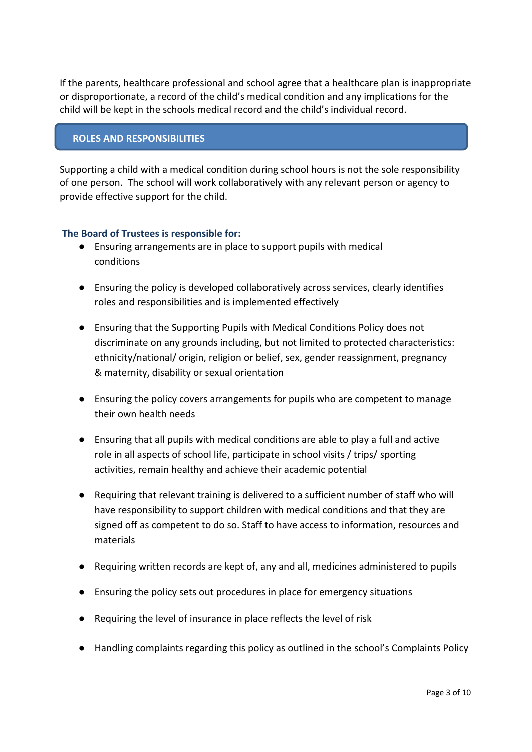If the parents, healthcare professional and school agree that a healthcare plan is inappropriate or disproportionate, a record of the child's medical condition and any implications for the child will be kept in the schools medical record and the child's individual record.

## ROLES AND RESPONSIBILITIES

Supporting a child with a medical condition during school hours is not the sole responsibility of one person. The school will work collaboratively with any relevant person or agency to provide effective support for the child.

### The Board of Trustees is responsible for:

- Ensuring arrangements are in place to support pupils with medical conditions
- Ensuring the policy is developed collaboratively across services, clearly identifies roles and responsibilities and is implemented effectively
- Ensuring that the Supporting Pupils with Medical Conditions Policy does not discriminate on any grounds including, but not limited to protected characteristics: ethnicity/national/ origin, religion or belief, sex, gender reassignment, pregnancy & maternity, disability or sexual orientation
- Ensuring the policy covers arrangements for pupils who are competent to manage their own health needs
- Ensuring that all pupils with medical conditions are able to play a full and active role in all aspects of school life, participate in school visits / trips/ sporting activities, remain healthy and achieve their academic potential
- Requiring that relevant training is delivered to a sufficient number of staff who will have responsibility to support children with medical conditions and that they are signed off as competent to do so. Staff to have access to information, resources and materials
- Requiring written records are kept of, any and all, medicines administered to pupils
- Ensuring the policy sets out procedures in place for emergency situations
- Requiring the level of insurance in place reflects the level of risk
- Handling complaints regarding this policy as outlined in the school's Complaints Policy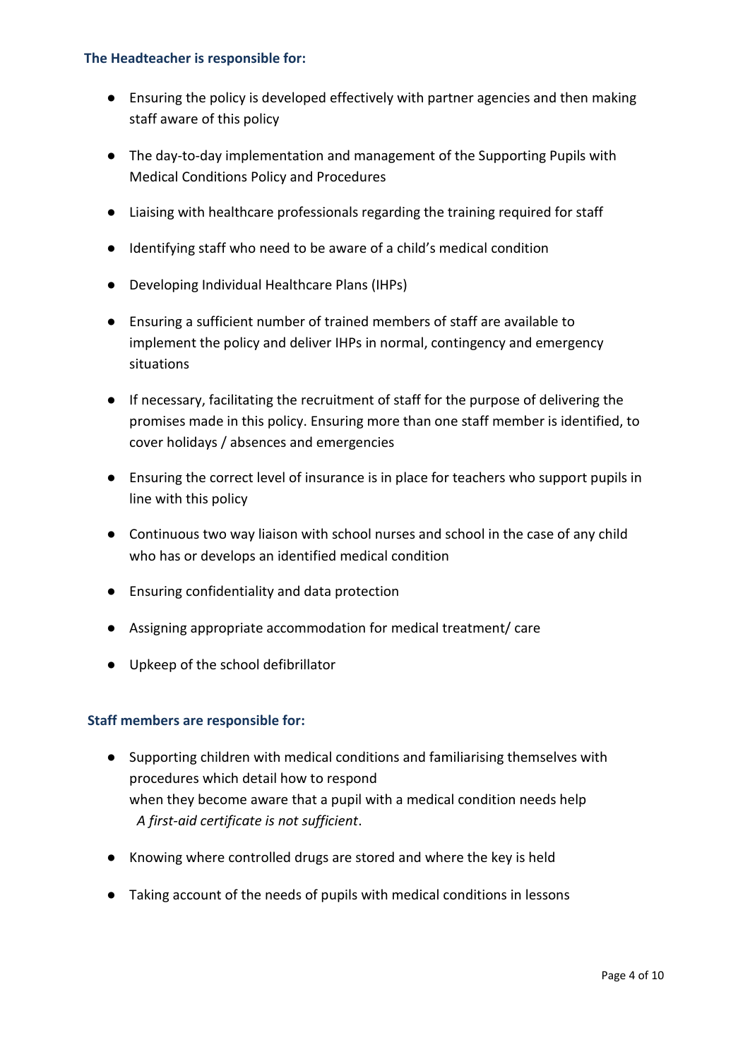**The Headteacher is responsible for:**

- Ensuring the policy is developed effectively with partner agencies and then making staff aware of this policy
- The day-to-day implementation and management of the Supporting Pupils with Medical Conditions Policy and Procedures
- Liaising with healthcare professionals regarding the training required for staff
- Identifying staff who need to be aware of a child's medical condition
- Developing Individual Healthcare Plans (IHPs)
- Ensuring a sufficient number of trained members of staff are available to implement the policy and deliver IHPs in normal, contingency and emergency situations
- If necessary, facilitating the recruitment of staff for the purpose of delivering the promises made in this policy. Ensuring more than one staff member is identified, to cover holidays / absences and emergencies
- Ensuring the correct level of insurance is in place for teachers who support pupils in line with this policy
- Continuous two way liaison with school nurses and school in the case of any child who has or develops an identified medical condition
- Ensuring confidentiality and data protection
- Assigning appropriate accommodation for medical treatment/ care
- Upkeep of the school defibrillator

**Staff members are responsible for:**

- Supporting children with medical conditions and familiarising themselves with procedures which detail how to respond when they become aware that a pupil with a medical condition needs help *A first-aid certificate is not sufficient*.
- Knowing where controlled drugs are stored and where the key is held
- Taking account of the needs of pupils with medical conditions in lessons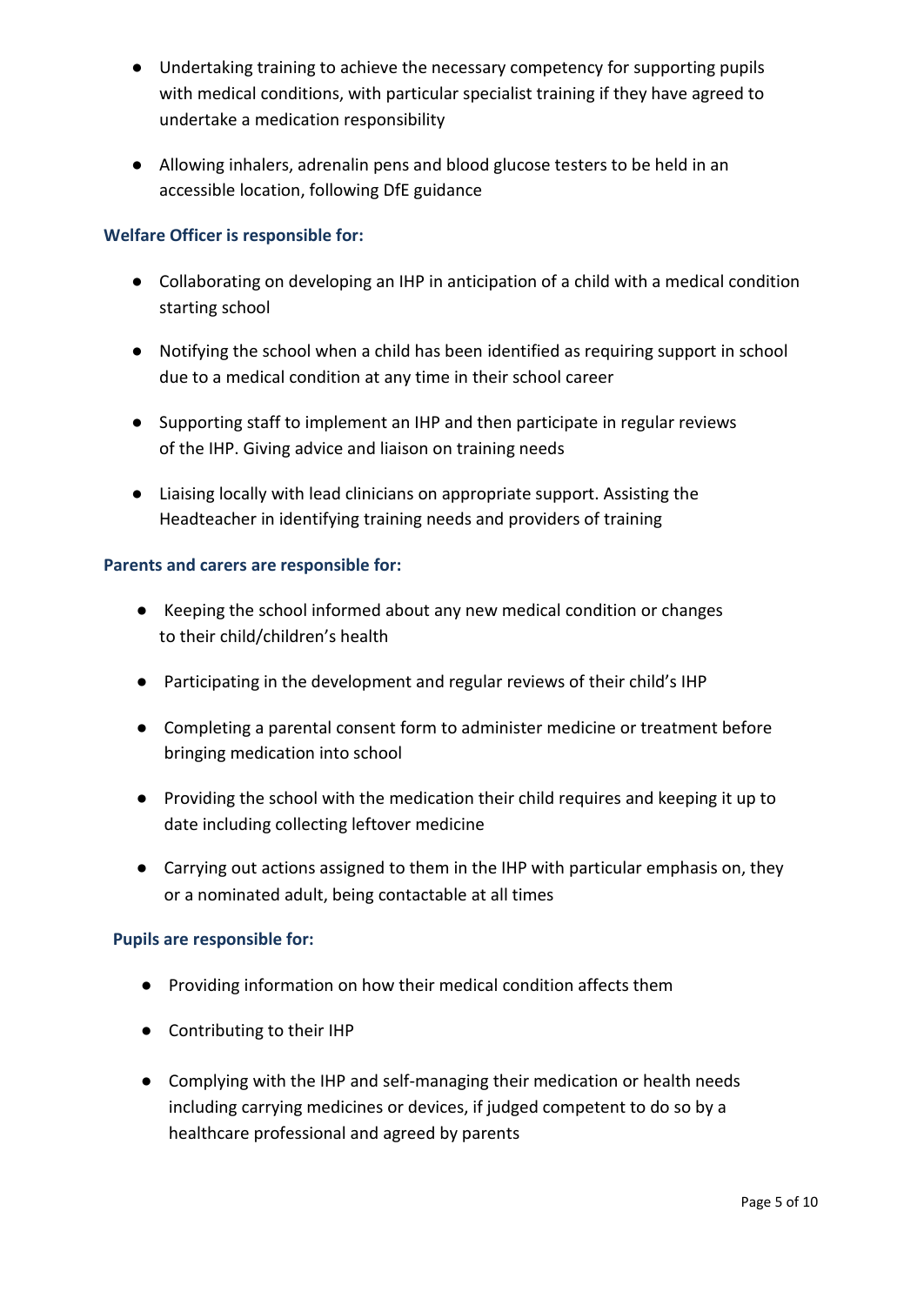- Undertaking training to achieve the necessary competency for supporting pupils with medical conditions, with particular specialist training if they have agreed to undertake a medication responsibility
- Allowing inhalers, adrenalin pens and blood glucose testers to be held in an accessible location, following DfE guidance

**Welfare Officer is responsible for:**

- Collaborating on developing an IHP in anticipation of a child with a medical condition starting school
- Notifying the school when a child has been identified as requiring support in school due to a medical condition at any time in their school career
- Supporting staff to implement an IHP and then participate in regular reviews of the IHP. Giving advice and liaison on training needs
- Liaising locally with lead clinicians on appropriate support. Assisting the Headteacher in identifying training needs and providers of training

**Parents and carers are responsible for:**

- Keeping the school informed about any new medical condition or changes to their child/children's health
- Participating in the development and regular reviews of their child's IHP
- Completing a parental consent form to administer medicine or treatment before bringing medication into school
- Providing the school with the medication their child requires and keeping it up to date including collecting leftover medicine
- Carrying out actions assigned to them in the IHP with particular emphasis on, they or a nominated adult, being contactable at all times

**Pupils are responsible for:**

- Providing information on how their medical condition affects them
- Contributing to their IHP
- Complying with the IHP and self-managing their medication or health needs including carrying medicines or devices, if judged competent to do so by a healthcare professional and agreed by parents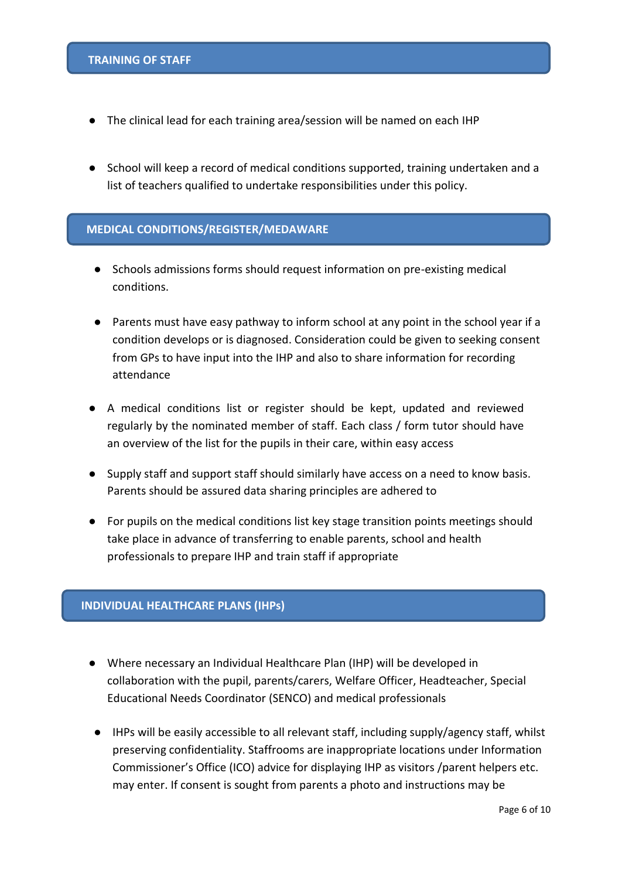## TRAINING OF STAFF

- The clinical lead for each training area/session will be named on each IHP

- School will keep a record of medical conditions supported, training undertaken and a list of teachers qualified to undertake responsibilities under this policy.

## MEDICAL CONDITIONS/REGISTER/MEDAWARE

- Schools admissions forms should request information on pre-existing medical conditions.

- Parents must have easy pathway to inform school at any point in the school year if a condition develops or is diagnosed. Consideration could be given to seeking consent from GPs to have input into the IHP and also to share information for recording attendance

- A medical conditions list or register should be kept, updated and reviewed regularly by the nominated member of staff. Each class / form tutor should have an overview of the list for the pupils in their care, within easy access

- Supply staff and support staff should similarly have access on a need to know basis. Parents should be assured data sharing principles are adhered to

- For pupils on the medical conditions list key stage transition points meetings should take place in advance of transferring to enable parents, school and health professionals to prepare IHP and train staff if appropriate

## INDIVIDUAL HEALTHCARE PLANS (IHPs)

- Where necessary an Individual Healthcare Plan (IHP) will be developed in collaboration with the pupil, parents/carers, Welfare Officer, Headteacher, Special Educational Needs Coordinator (SENCO) and medical professionals

- IHPs will be easily accessible to all relevant staff, including supply/agency staff, whilst preserving confidentiality. Staffrooms are inappropriate locations under Information Commissioner's Office (ICO) advice for displaying IHP as visitors /parent helpers etc. may enter. If consent is sought from parents a photo and instructions may be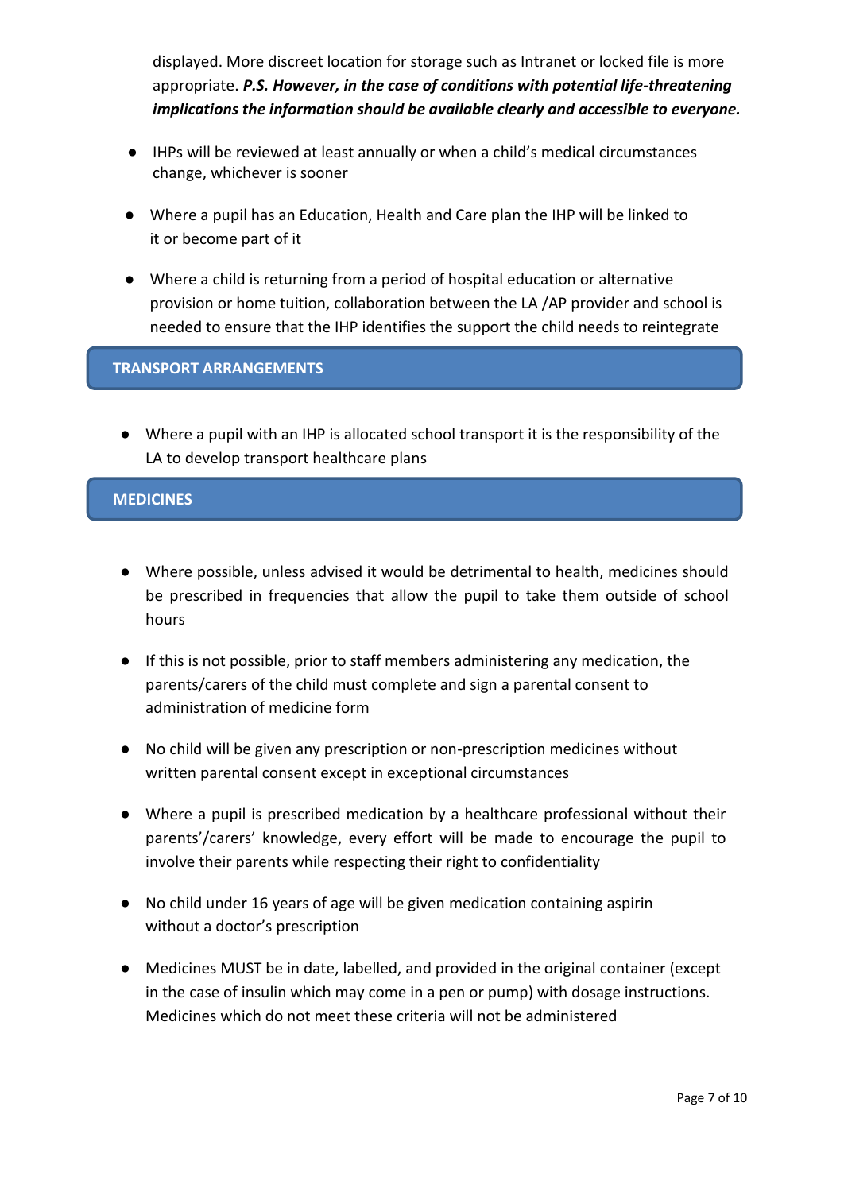displayed. More discreet location for storage such as Intranet or locked file is more appropriate. ***P.S. However, in the case of conditions with potential life-threatening implications the information should be available clearly and accessible to everyone.***

- IHPs will be reviewed at least annually or when a child's medical circumstances change, whichever is sooner
- Where a pupil has an Education, Health and Care plan the IHP will be linked to it or become part of it
- Where a child is returning from a period of hospital education or alternative provision or home tuition, collaboration between the LA /AP provider and school is needed to ensure that the IHP identifies the support the child needs to reintegrate

## TRANSPORT ARRANGEMENTS

- Where a pupil with an IHP is allocated school transport it is the responsibility of the LA to develop transport healthcare plans

## MEDICINES

- Where possible, unless advised it would be detrimental to health, medicines should be prescribed in frequencies that allow the pupil to take them outside of school hours
- If this is not possible, prior to staff members administering any medication, the parents/carers of the child must complete and sign a parental consent to administration of medicine form
- No child will be given any prescription or non-prescription medicines without written parental consent except in exceptional circumstances
- Where a pupil is prescribed medication by a healthcare professional without their parents'/carers' knowledge, every effort will be made to encourage the pupil to involve their parents while respecting their right to confidentiality
- No child under 16 years of age will be given medication containing aspirin without a doctor's prescription
- Medicines MUST be in date, labelled, and provided in the original container (except in the case of insulin which may come in a pen or pump) with dosage instructions. Medicines which do not meet these criteria will not be administered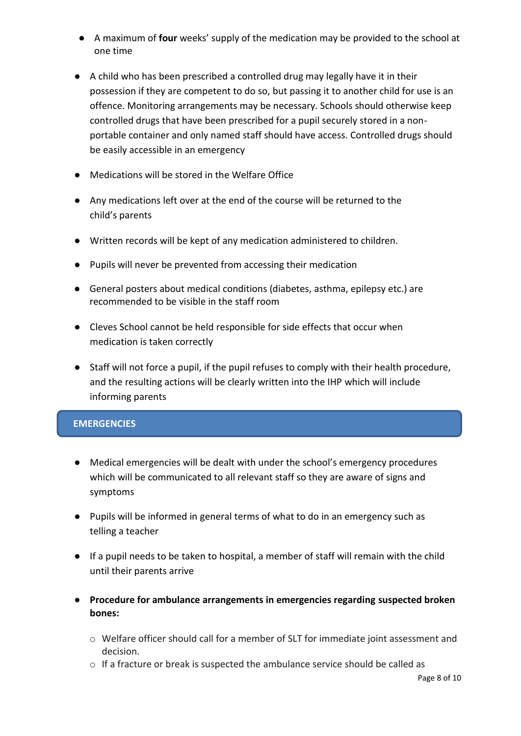- A maximum of **four** weeks' supply of the medication may be provided to the school at one time

- A child who has been prescribed a controlled drug may legally have it in their possession if they are competent to do so, but passing it to another child for use is an offence. Monitoring arrangements may be necessary. Schools should otherwise keep controlled drugs that have been prescribed for a pupil securely stored in a non-portable container and only named staff should have access. Controlled drugs should be easily accessible in an emergency

- Medications will be stored in the Welfare Office

- Any medications left over at the end of the course will be returned to the child's parents

- Written records will be kept of any medication administered to children.

- Pupils will never be prevented from accessing their medication

- General posters about medical conditions (diabetes, asthma, epilepsy etc.) are recommended to be visible in the staff room

- Cleves School cannot be held responsible for side effects that occur when medication is taken correctly

- Staff will not force a pupil, if the pupil refuses to comply with their health procedure, and the resulting actions will be clearly written into the IHP which will include informing parents

## EMERGENCIES

- Medical emergencies will be dealt with under the school's emergency procedures which will be communicated to all relevant staff so they are aware of signs and symptoms

- Pupils will be informed in general terms of what to do in an emergency such as telling a teacher

- If a pupil needs to be taken to hospital, a member of staff will remain with the child until their parents arrive

- **Procedure for ambulance arrangements in emergencies regarding suspected broken bones:**
    - Welfare officer should call for a member of SLT for immediate joint assessment and decision.
    - If a fracture or break is suspected the ambulance service should be called as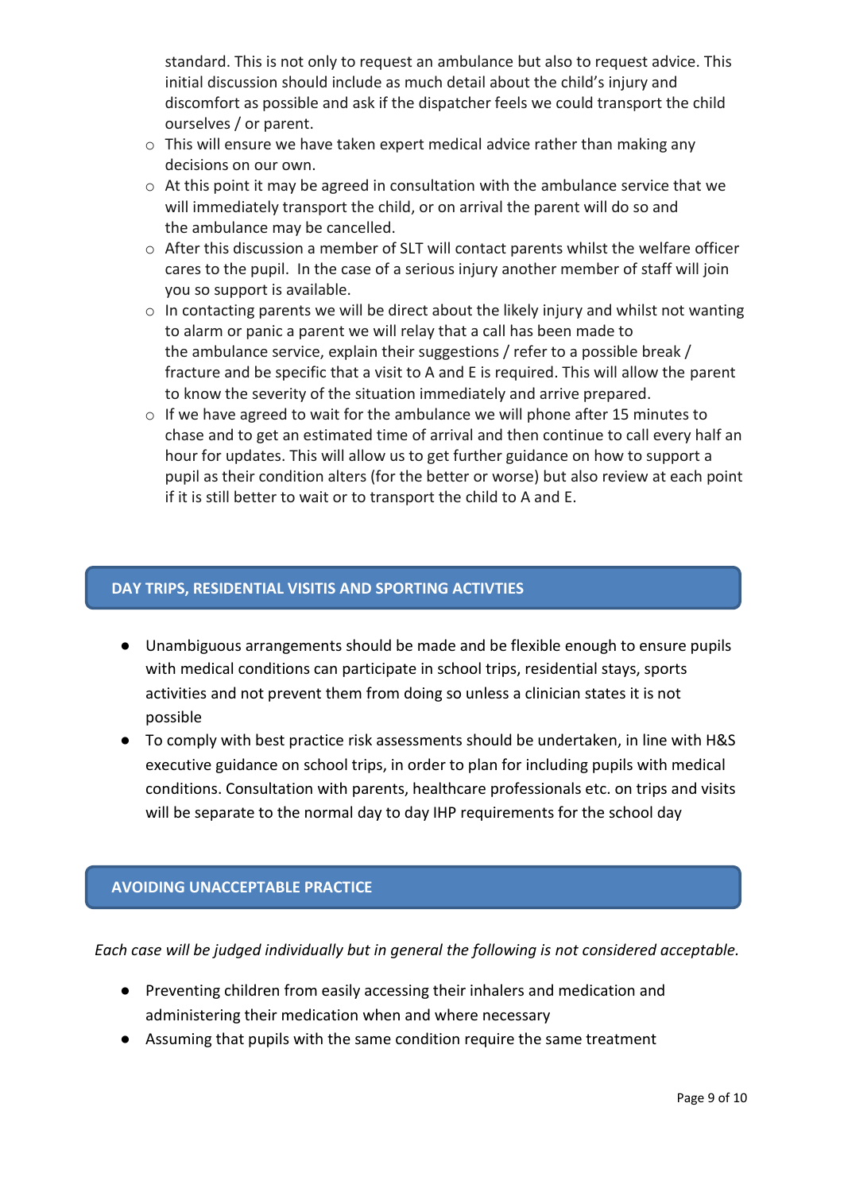standard. This is not only to request an ambulance but also to request advice. This initial discussion should include as much detail about the child's injury and discomfort as possible and ask if the dispatcher feels we could transport the child ourselves / or parent.

- This will ensure we have taken expert medical advice rather than making any decisions on our own.
- At this point it may be agreed in consultation with the ambulance service that we will immediately transport the child, or on arrival the parent will do so and the ambulance may be cancelled.
- After this discussion a member of SLT will contact parents whilst the welfare officer cares to the pupil. In the case of a serious injury another member of staff will join you so support is available.
- In contacting parents we will be direct about the likely injury and whilst not wanting to alarm or panic a parent we will relay that a call has been made to the ambulance service, explain their suggestions / refer to a possible break / fracture and be specific that a visit to A and E is required. This will allow the parent to know the severity of the situation immediately and arrive prepared.
- If we have agreed to wait for the ambulance we will phone after 15 minutes to chase and to get an estimated time of arrival and then continue to call every half an hour for updates. This will allow us to get further guidance on how to support a pupil as their condition alters (for the better or worse) but also review at each point if it is still better to wait or to transport the child to A and E.

## DAY TRIPS, RESIDENTIAL VISITIS AND SPORTING ACTIVTIES

- Unambiguous arrangements should be made and be flexible enough to ensure pupils with medical conditions can participate in school trips, residential stays, sports activities and not prevent them from doing so unless a clinician states it is not possible
- To comply with best practice risk assessments should be undertaken, in line with H&S executive guidance on school trips, in order to plan for including pupils with medical conditions. Consultation with parents, healthcare professionals etc. on trips and visits will be separate to the normal day to day IHP requirements for the school day

## AVOIDING UNACCEPTABLE PRACTICE

*Each case will be judged individually but in general the following is not considered acceptable.*

- Preventing children from easily accessing their inhalers and medication and administering their medication when and where necessary
- Assuming that pupils with the same condition require the same treatment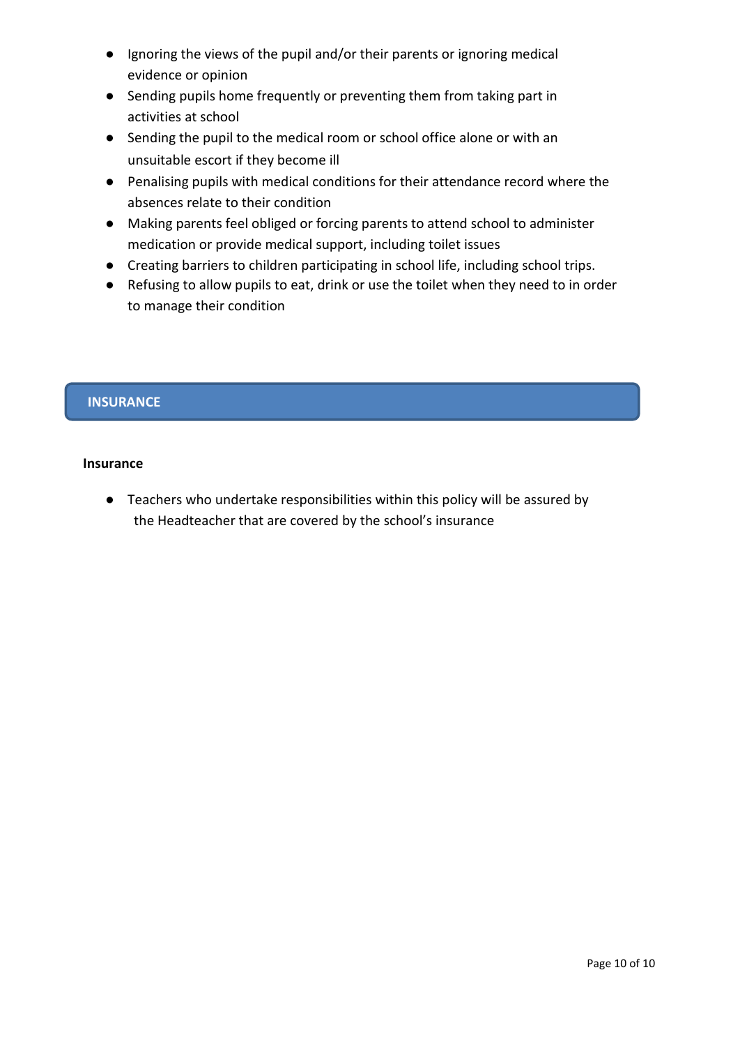- Ignoring the views of the pupil and/or their parents or ignoring medical evidence or opinion
- Sending pupils home frequently or preventing them from taking part in activities at school
- Sending the pupil to the medical room or school office alone or with an unsuitable escort if they become ill
- Penalising pupils with medical conditions for their attendance record where the absences relate to their condition
- Making parents feel obliged or forcing parents to attend school to administer medication or provide medical support, including toilet issues
- Creating barriers to children participating in school life, including school trips.
- Refusing to allow pupils to eat, drink or use the toilet when they need to in order to manage their condition

## INSURANCE

**Insurance**

- Teachers who undertake responsibilities within this policy will be assured by the Headteacher that are covered by the school's insurance